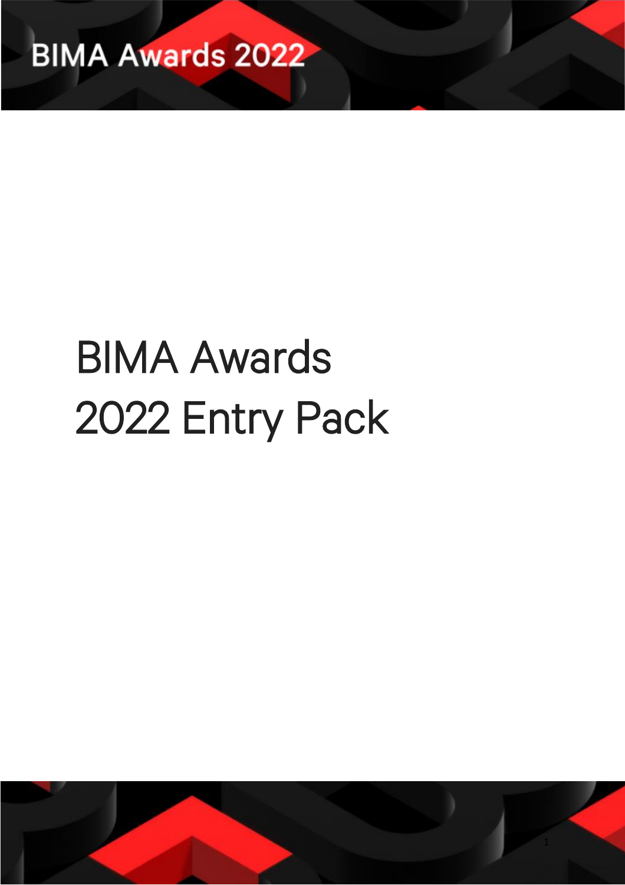# BIMA Awards 2022 Entry Pack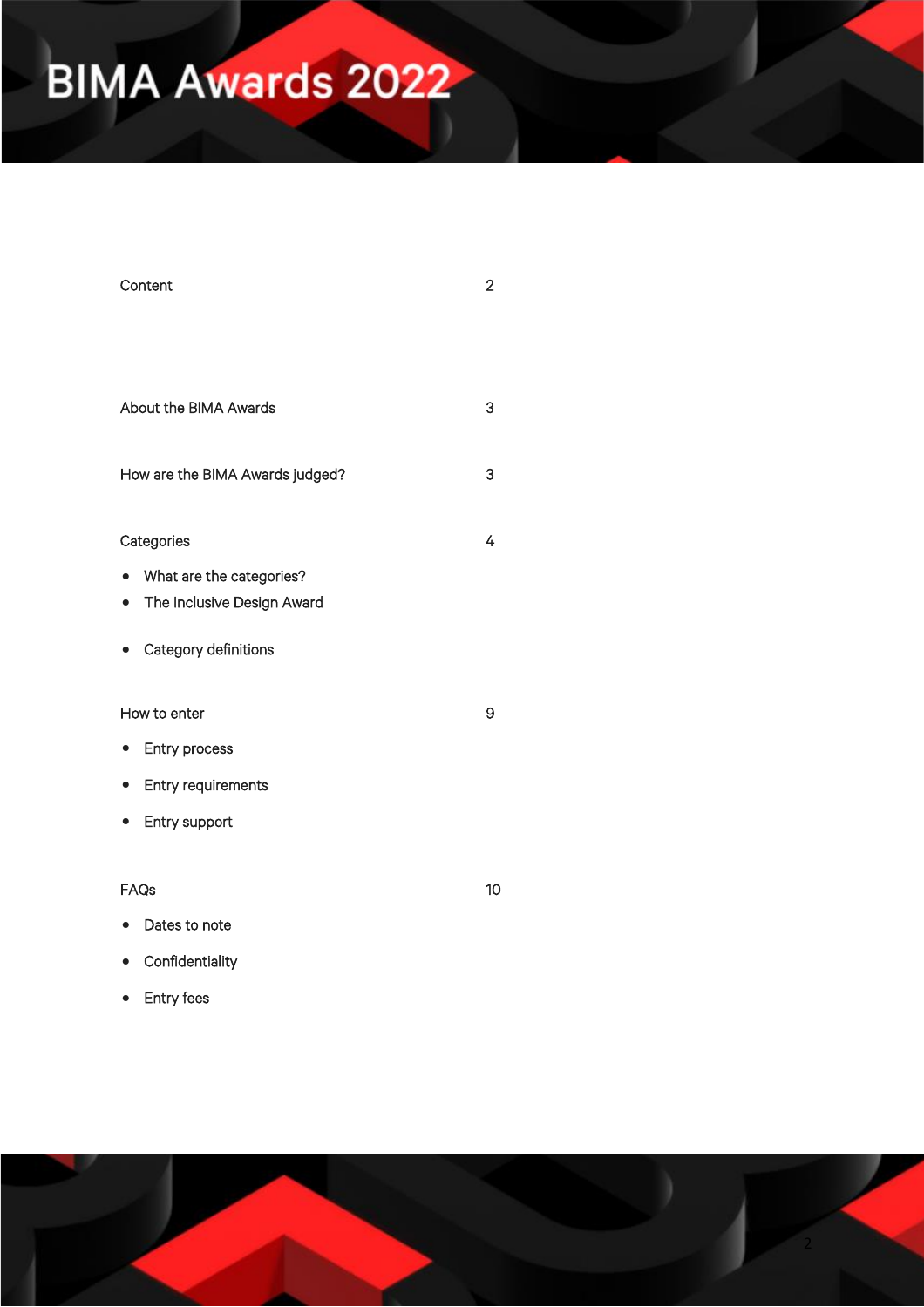# BIMA Awards 2022

| | |
|---|---|
| Content | 2 |
| About the BIMA Awards | 3 |
| How are the BIMA Awards judged? | 3 |
| Categories | 4 |
| How to enter | 9 |
| FAQs | 10 |

Content 2

About the BIMA Awards 3

How are the BIMA Awards judged? 3

Categories 4

- What are the categories?
- The Inclusive Design Award
- Category definitions

How to enter 9

- Entry process
- Entry requirements
- Entry support

FAQs 10

- Dates to note
- Confidentiality
- Entry fees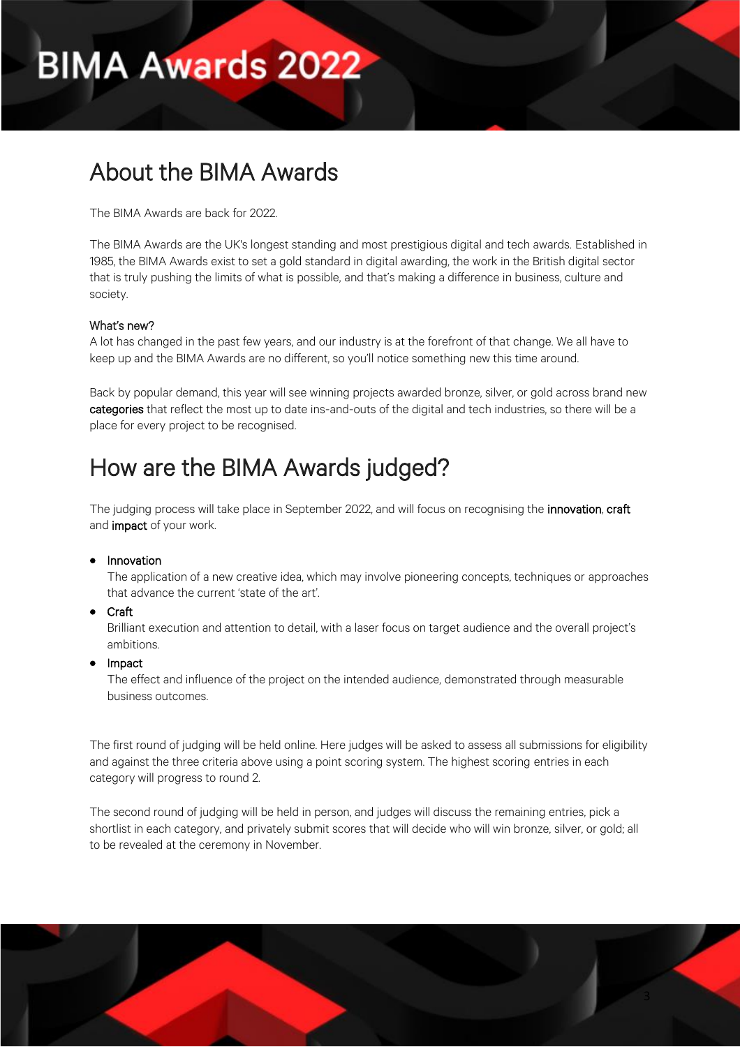# BIMA Awards 2022

## About the BIMA Awards

The BIMA Awards are back for 2022.

The BIMA Awards are the UK's longest standing and most prestigious digital and tech awards. Established in 1985, the BIMA Awards exist to set a gold standard in digital awarding, the work in the British digital sector that is truly pushing the limits of what is possible, and that's making a difference in business, culture and society.

What's new?
A lot has changed in the past few years, and our industry is at the forefront of that change. We all have to keep up and the BIMA Awards are no different, so you'll notice something new this time around.

Back by popular demand, this year will see winning projects awarded bronze, silver, or gold across brand new categories that reflect the most up to date ins-and-outs of the digital and tech industries, so there will be a place for every project to be recognised.

## How are the BIMA Awards judged?

The judging process will take place in September 2022, and will focus on recognising the innovation, craft and impact of your work.

- Innovation
  The application of a new creative idea, which may involve pioneering concepts, techniques or approaches that advance the current 'state of the art'.
- Craft
  Brilliant execution and attention to detail, with a laser focus on target audience and the overall project's ambitions.
- Impact
  The effect and influence of the project on the intended audience, demonstrated through measurable business outcomes.

The first round of judging will be held online. Here judges will be asked to assess all submissions for eligibility and against the three criteria above using a point scoring system. The highest scoring entries in each category will progress to round 2.

The second round of judging will be held in person, and judges will discuss the remaining entries, pick a shortlist in each category, and privately submit scores that will decide who will win bronze, silver, or gold; all to be revealed at the ceremony in November.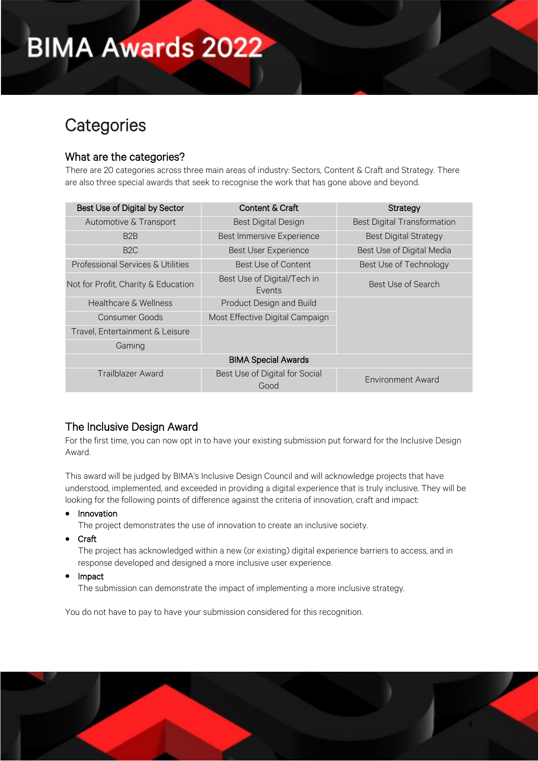# Categories

## What are the categories?

There are 20 categories across three main areas of industry: Sectors, Content & Craft and Strategy. There are also three special awards that seek to recognise the work that has gone above and beyond.

| Best Use of Digital by Sector | Content & Craft | Strategy |
|---|---|---|
| Automotive & Transport | Best Digital Design | Best Digital Transformation |
| B2B | Best Immersive Experience | Best Digital Strategy |
| B2C | Best User Experience | Best Use of Digital Media |
| Professional Services & Utilities | Best Use of Content | Best Use of Technology |
| Not for Profit, Charity & Education | Best Use of Digital/Tech in Events | Best Use of Search |
| Healthcare & Wellness | Product Design and Build | |
| Consumer Goods | Most Effective Digital Campaign | |
| Travel, Entertainment & Leisure | | |
| Gaming | | |
| **BIMA Special Awards** | | |
| Trailblazer Award | Best Use of Digital for Social Good | Environment Award |

## The Inclusive Design Award

For the first time, you can now opt in to have your existing submission put forward for the Inclusive Design Award.

This award will be judged by BIMA's Inclusive Design Council and will acknowledge projects that have understood, implemented, and exceeded in providing a digital experience that is truly inclusive. They will be looking for the following points of difference against the criteria of innovation, craft and impact:

- Innovation
  The project demonstrates the use of innovation to create an inclusive society.
- Craft
  The project has acknowledged within a new (or existing) digital experience barriers to access, and in response developed and designed a more inclusive user experience.
- Impact
  The submission can demonstrate the impact of implementing a more inclusive strategy.

You do not have to pay to have your submission considered for this recognition.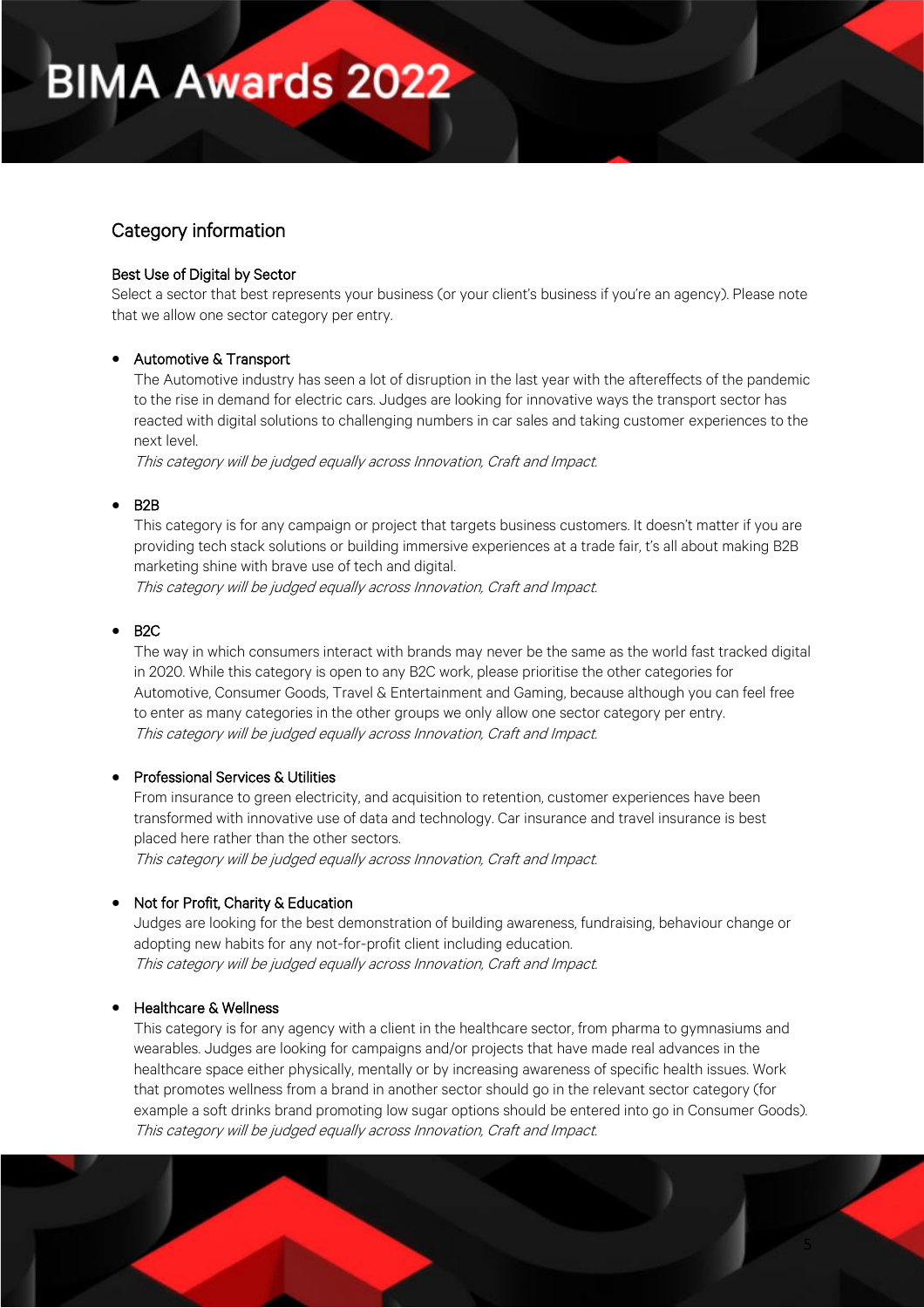## Category information

### Best Use of Digital by Sector

Select a sector that best represents your business (or your client's business if you're an agency). Please note that we allow one sector category per entry.

- **Automotive & Transport**
  The Automotive industry has seen a lot of disruption in the last year with the aftereffects of the pandemic to the rise in demand for electric cars. Judges are looking for innovative ways the transport sector has reacted with digital solutions to challenging numbers in car sales and taking customer experiences to the next level.
  *This category will be judged equally across Innovation, Craft and Impact.*

- **B2B**
  This category is for any campaign or project that targets business customers. It doesn't matter if you are providing tech stack solutions or building immersive experiences at a trade fair, t's all about making B2B marketing shine with brave use of tech and digital.
  *This category will be judged equally across Innovation, Craft and Impact.*

- **B2C**
  The way in which consumers interact with brands may never be the same as the world fast tracked digital in 2020. While this category is open to any B2C work, please prioritise the other categories for Automotive, Consumer Goods, Travel & Entertainment and Gaming, because although you can feel free to enter as many categories in the other groups we only allow one sector category per entry.
  *This category will be judged equally across Innovation, Craft and Impact.*

- **Professional Services & Utilities**
  From insurance to green electricity, and acquisition to retention, customer experiences have been transformed with innovative use of data and technology. Car insurance and travel insurance is best placed here rather than the other sectors.
  *This category will be judged equally across Innovation, Craft and Impact.*

- **Not for Profit, Charity & Education**
  Judges are looking for the best demonstration of building awareness, fundraising, behaviour change or adopting new habits for any not-for-profit client including education.
  *This category will be judged equally across Innovation, Craft and Impact.*

- **Healthcare & Wellness**
  This category is for any agency with a client in the healthcare sector, from pharma to gymnasiums and wearables. Judges are looking for campaigns and/or projects that have made real advances in the healthcare space either physically, mentally or by increasing awareness of specific health issues. Work that promotes wellness from a brand in another sector should go in the relevant sector category (for example a soft drinks brand promoting low sugar options should be entered into go in Consumer Goods).
  *This category will be judged equally across Innovation, Craft and Impact.*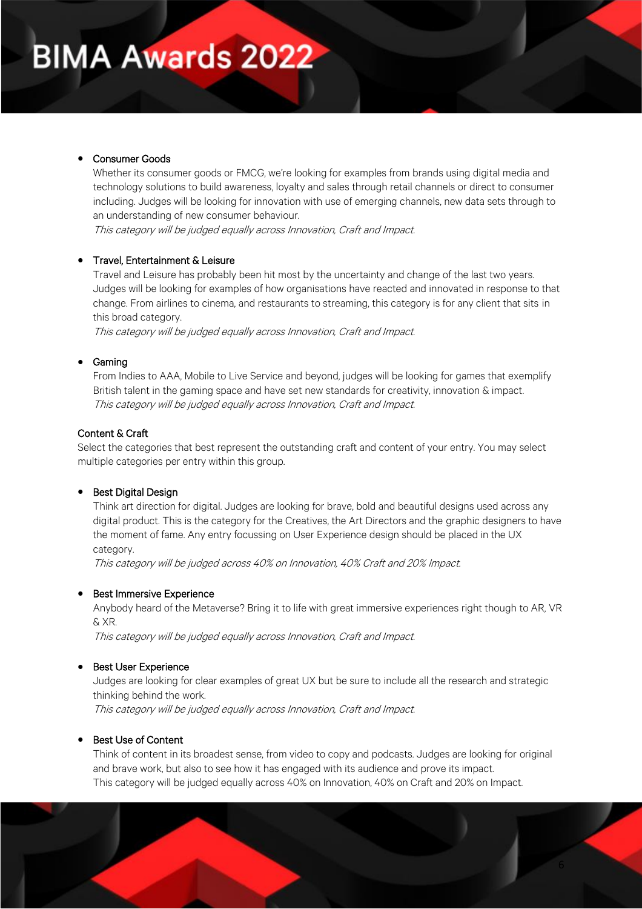- Consumer Goods
  Whether its consumer goods or FMCG, we're looking for examples from brands using digital media and technology solutions to build awareness, loyalty and sales through retail channels or direct to consumer including. Judges will be looking for innovation with use of emerging channels, new data sets through to an understanding of new consumer behaviour.
  *This category will be judged equally across Innovation, Craft and Impact.*

- Travel, Entertainment & Leisure
  Travel and Leisure has probably been hit most by the uncertainty and change of the last two years. Judges will be looking for examples of how organisations have reacted and innovated in response to that change. From airlines to cinema, and restaurants to streaming, this category is for any client that sits in this broad category.
  *This category will be judged equally across Innovation, Craft and Impact.*

- Gaming
  From Indies to AAA, Mobile to Live Service and beyond, judges will be looking for games that exemplify British talent in the gaming space and have set new standards for creativity, innovation & impact.
  *This category will be judged equally across Innovation, Craft and Impact.*

Content & Craft
Select the categories that best represent the outstanding craft and content of your entry. You may select multiple categories per entry within this group.

- Best Digital Design
  Think art direction for digital. Judges are looking for brave, bold and beautiful designs used across any digital product. This is the category for the Creatives, the Art Directors and the graphic designers to have the moment of fame. Any entry focussing on User Experience design should be placed in the UX category.
  *This category will be judged across 40% on Innovation, 40% Craft and 20% Impact.*

- Best Immersive Experience
  Anybody heard of the Metaverse? Bring it to life with great immersive experiences right though to AR, VR & XR.
  *This category will be judged equally across Innovation, Craft and Impact.*

- Best User Experience
  Judges are looking for clear examples of great UX but be sure to include all the research and strategic thinking behind the work.
  *This category will be judged equally across Innovation, Craft and Impact.*

- Best Use of Content
  Think of content in its broadest sense, from video to copy and podcasts. Judges are looking for original and brave work, but also to see how it has engaged with its audience and prove its impact.
  This category will be judged equally across 40% on Innovation, 40% on Craft and 20% on Impact.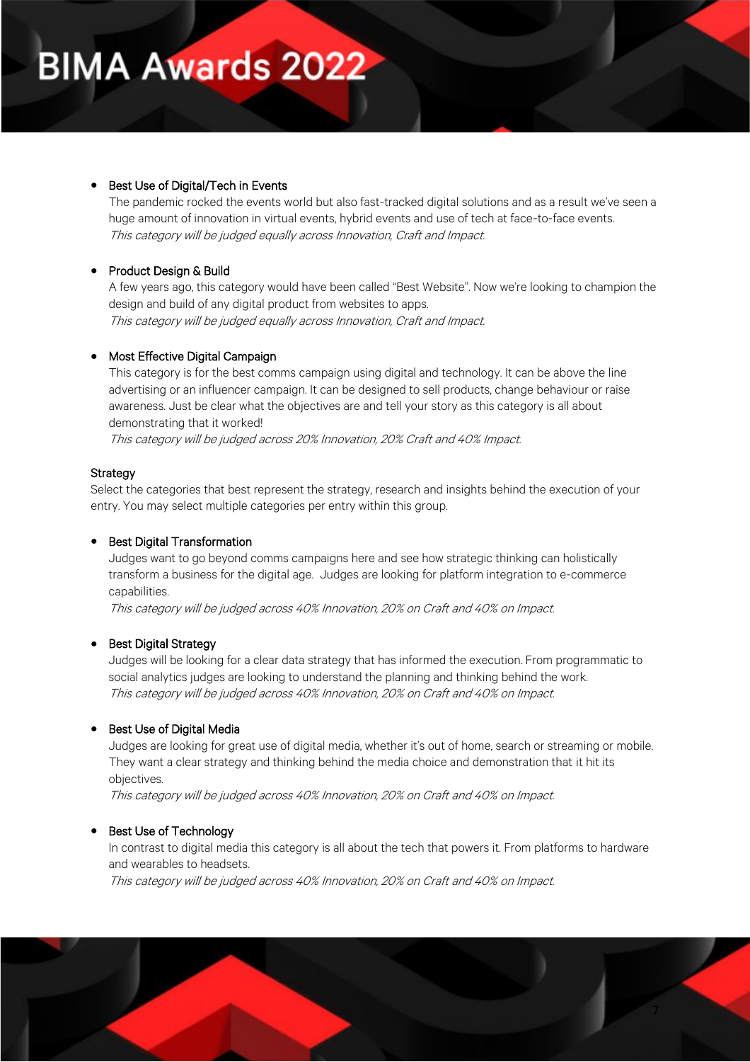- Best Use of Digital/Tech in Events

  The pandemic rocked the events world but also fast-tracked digital solutions and as a result we've seen a huge amount of innovation in virtual events, hybrid events and use of tech at face-to-face events.

  *This category will be judged equally across Innovation, Craft and Impact.*

- Product Design & Build

  A few years ago, this category would have been called "Best Website". Now we're looking to champion the design and build of any digital product from websites to apps.

  *This category will be judged equally across Innovation, Craft and Impact.*

- Most Effective Digital Campaign

  This category is for the best comms campaign using digital and technology. It can be above the line advertising or an influencer campaign. It can be designed to sell products, change behaviour or raise awareness. Just be clear what the objectives are and tell your story as this category is all about demonstrating that it worked!

  *This category will be judged across 20% Innovation, 20% Craft and 40% Impact.*

## Strategy

Select the categories that best represent the strategy, research and insights behind the execution of your entry. You may select multiple categories per entry within this group.

- Best Digital Transformation

  Judges want to go beyond comms campaigns here and see how strategic thinking can holistically transform a business for the digital age. Judges are looking for platform integration to e-commerce capabilities.

  *This category will be judged across 40% Innovation, 20% on Craft and 40% on Impact.*

- Best Digital Strategy

  Judges will be looking for a clear data strategy that has informed the execution. From programmatic to social analytics judges are looking to understand the planning and thinking behind the work.

  *This category will be judged across 40% Innovation, 20% on Craft and 40% on Impact.*

- Best Use of Digital Media

  Judges are looking for great use of digital media, whether it's out of home, search or streaming or mobile. They want a clear strategy and thinking behind the media choice and demonstration that it hit its objectives.

  *This category will be judged across 40% Innovation, 20% on Craft and 40% on Impact.*

- Best Use of Technology

  In contrast to digital media this category is all about the tech that powers it. From platforms to hardware and wearables to headsets.

  *This category will be judged across 40% Innovation, 20% on Craft and 40% on Impact.*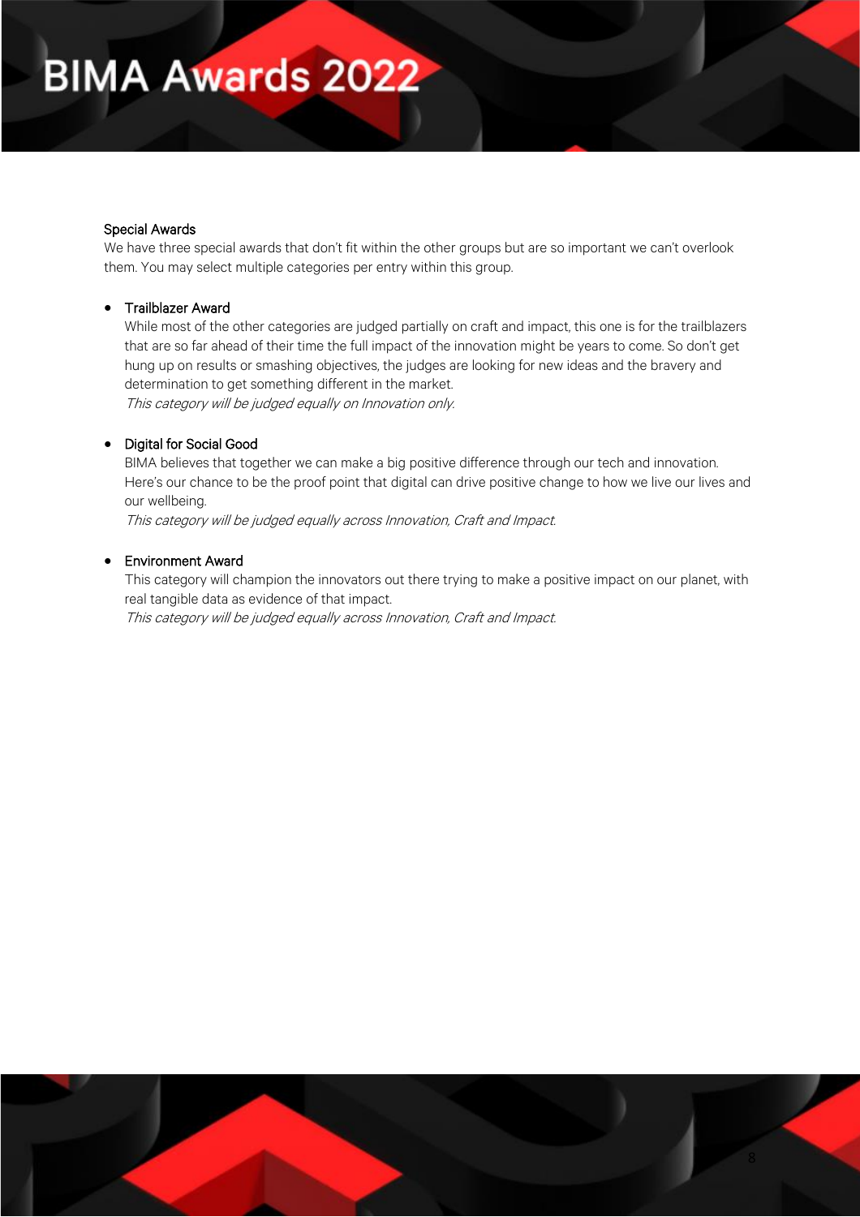## Special Awards

We have three special awards that don't fit within the other groups but are so important we can't overlook them. You may select multiple categories per entry within this group.

- **Trailblazer Award**
  While most of the other categories are judged partially on craft and impact, this one is for the trailblazers that are so far ahead of their time the full impact of the innovation might be years to come. So don't get hung up on results or smashing objectives, the judges are looking for new ideas and the bravery and determination to get something different in the market.
  *This category will be judged equally on Innovation only.*

- **Digital for Social Good**
  BIMA believes that together we can make a big positive difference through our tech and innovation. Here's our chance to be the proof point that digital can drive positive change to how we live our lives and our wellbeing.
  *This category will be judged equally across Innovation, Craft and Impact.*

- **Environment Award**
  This category will champion the innovators out there trying to make a positive impact on our planet, with real tangible data as evidence of that impact.
  *This category will be judged equally across Innovation, Craft and Impact.*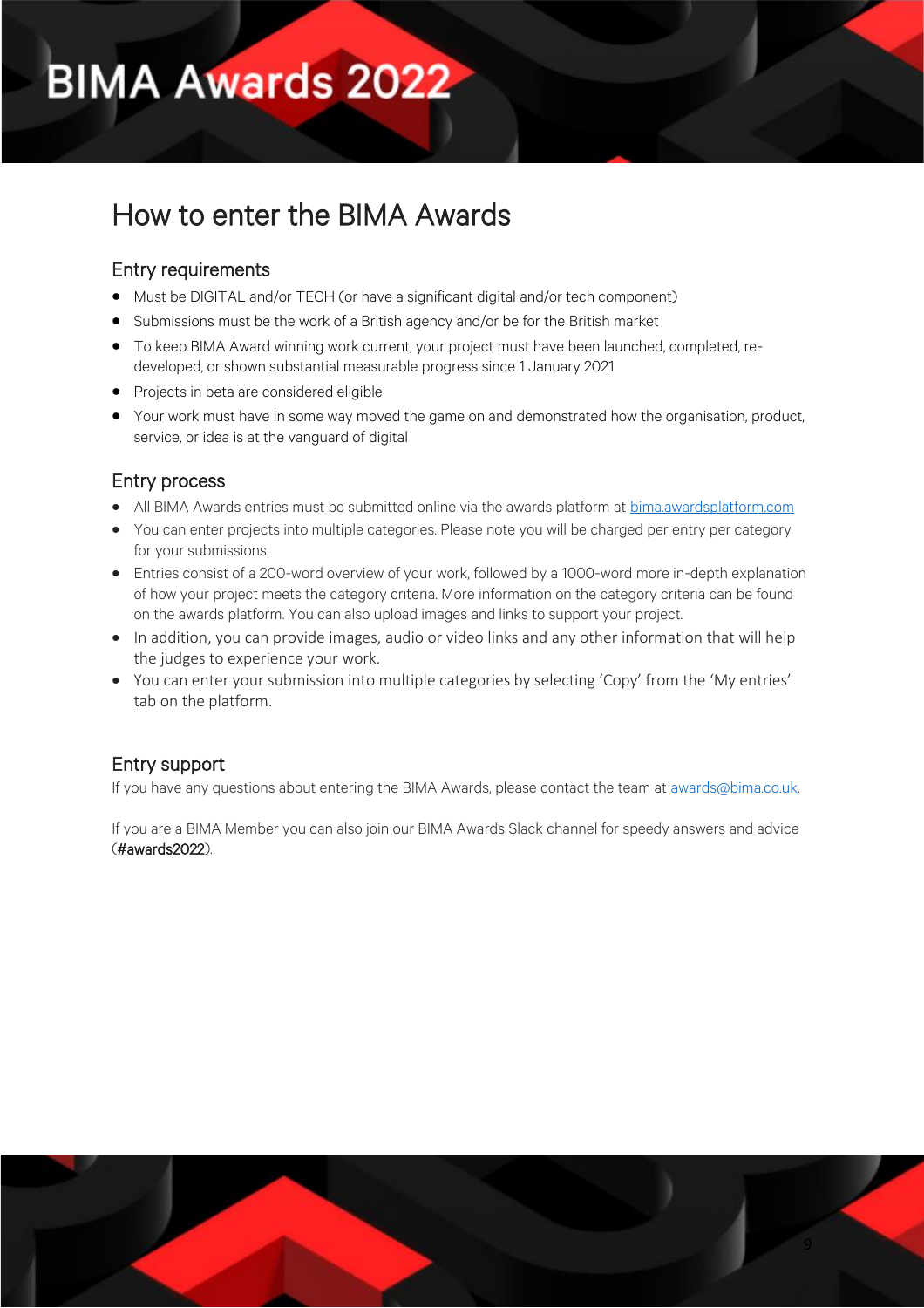# BIMA Awards 2022

## How to enter the BIMA Awards

### Entry requirements

- Must be DIGITAL and/or TECH (or have a significant digital and/or tech component)
- Submissions must be the work of a British agency and/or be for the British market
- To keep BIMA Award winning work current, your project must have been launched, completed, re-developed, or shown substantial measurable progress since 1 January 2021
- Projects in beta are considered eligible
- Your work must have in some way moved the game on and demonstrated how the organisation, product, service, or idea is at the vanguard of digital

### Entry process

- All BIMA Awards entries must be submitted online via the awards platform at bima.awardsplatform.com
- You can enter projects into multiple categories. Please note you will be charged per entry per category for your submissions.
- Entries consist of a 200-word overview of your work, followed by a 1000-word more in-depth explanation of how your project meets the category criteria. More information on the category criteria can be found on the awards platform. You can also upload images and links to support your project.
- In addition, you can provide images, audio or video links and any other information that will help the judges to experience your work.
- You can enter your submission into multiple categories by selecting 'Copy' from the 'My entries' tab on the platform.

### Entry support

If you have any questions about entering the BIMA Awards, please contact the team at awards@bima.co.uk.

If you are a BIMA Member you can also join our BIMA Awards Slack channel for speedy answers and advice (#awards2022).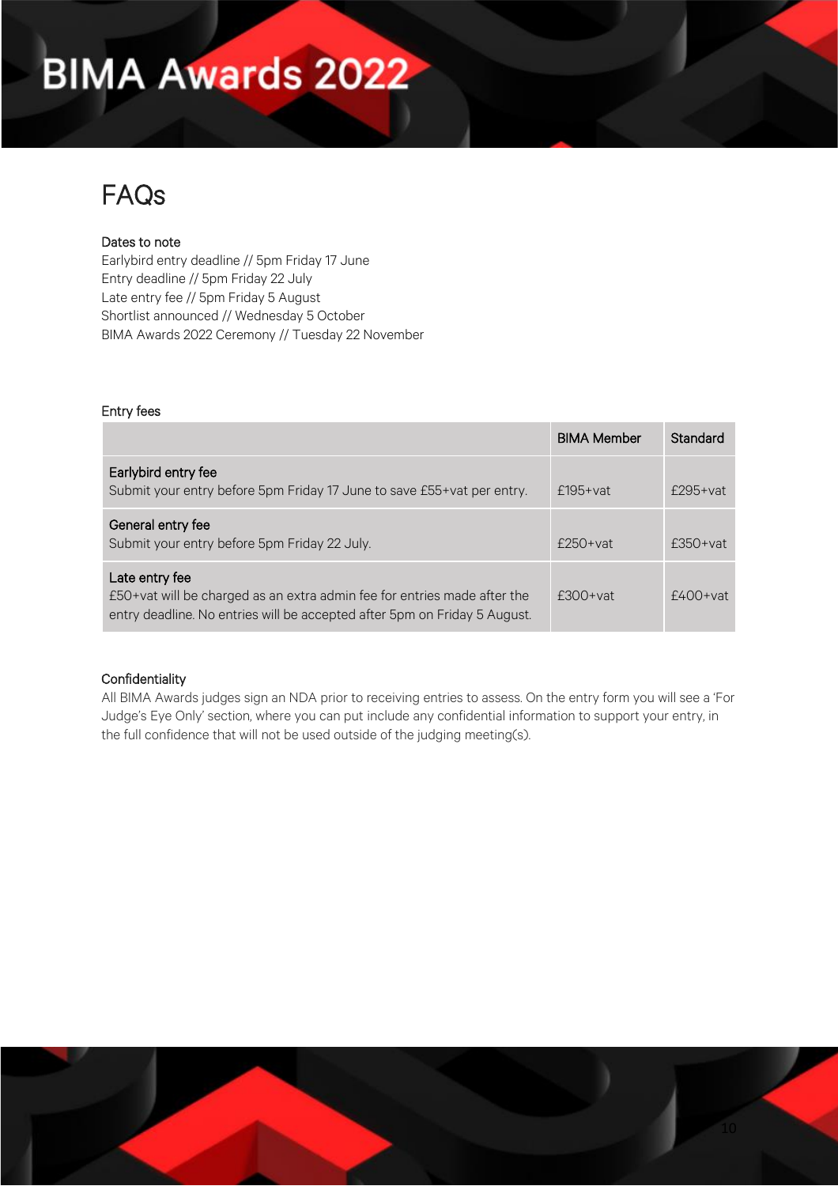# BIMA Awards 2022

## FAQs

### Dates to note

Earlybird entry deadline // 5pm Friday 17 June
Entry deadline // 5pm Friday 22 July
Late entry fee // 5pm Friday 5 August
Shortlist announced // Wednesday 5 October
BIMA Awards 2022 Ceremony // Tuesday 22 November

### Entry fees

| | BIMA Member | Standard |
|---|---|---|
| **Earlybird entry fee**<br>Submit your entry before 5pm Friday 17 June to save £55+vat per entry. | £195+vat | £295+vat |
| **General entry fee**<br>Submit your entry before 5pm Friday 22 July. | £250+vat | £350+vat |
| **Late entry fee**<br>£50+vat will be charged as an extra admin fee for entries made after the entry deadline. No entries will be accepted after 5pm on Friday 5 August. | £300+vat | £400+vat |

### Confidentiality

All BIMA Awards judges sign an NDA prior to receiving entries to assess. On the entry form you will see a 'For Judge's Eye Only' section, where you can put include any confidential information to support your entry, in the full confidence that will not be used outside of the judging meeting(s).